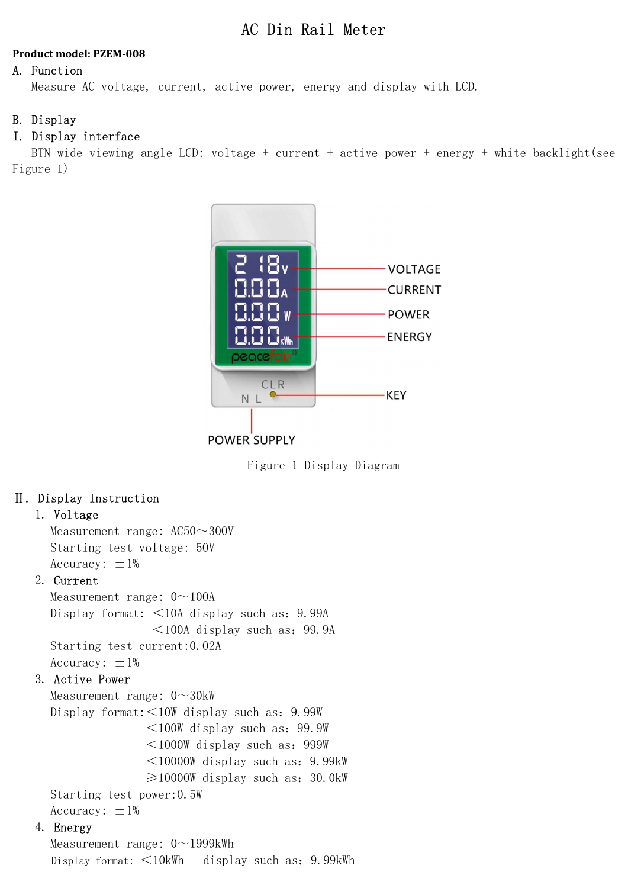# AC Din Rail Meter

**Product model: PZEM-008**

## A. Function

Measure AC voltage, current, active power, energy and display with LCD.

## B. Display

### I. Display interface

BTN wide viewing angle LCD: voltage + current + active power + energy + white backlight(see Figure 1)

Figure 1 Display Diagram

### Ⅱ. Display Instruction

1. Voltage

   Measurement range: AC50～300V

   Starting test voltage: 50V

   Accuracy: ±1%

2. Current

   Measurement range: 0～100A

   Display format: <10A display such as: 9.99A

   <100A display such as: 99.9A

   Starting test current:0.02A

   Accuracy: ±1%

3. Active Power

   Measurement range: 0～30kW

   Display format:<10W display such as: 9.99W

   <100W display such as: 99.9W

   <1000W display such as: 999W

   <10000W display such as: 9.99kW

   ≥10000W display such as: 30.0kW

   Starting test power:0.5W

   Accuracy: ±1%

4. Energy

   Measurement range: 0～1999kWh

   Display format: <10kWh display such as: 9.99kWh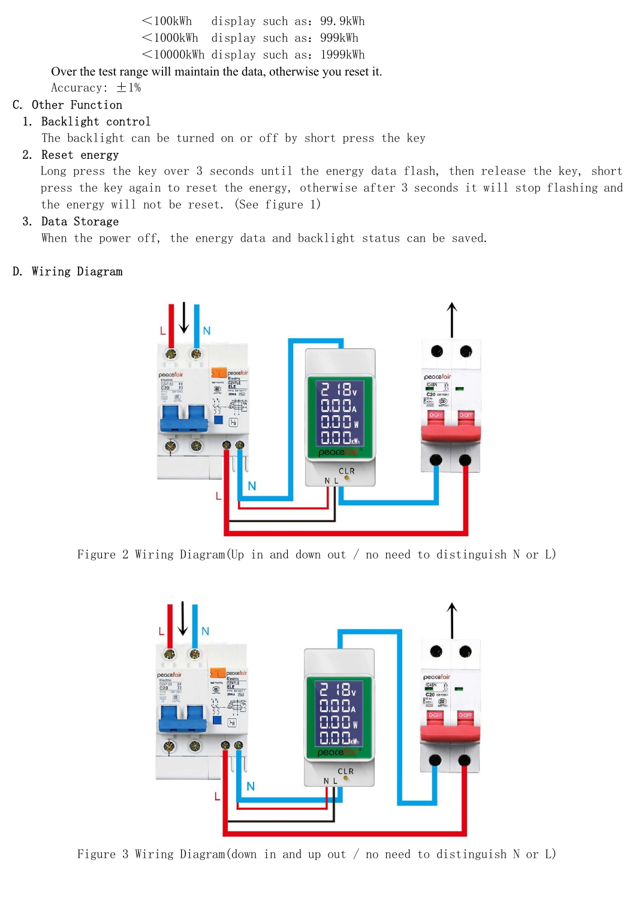<100kWh display such as: 99.9kWh
<1000kWh display such as: 999kWh
<10000kWh display such as: 1999kWh

Over the test range will maintain the data, otherwise you reset it.

Accuracy: ±1%

## C. Other Function

1. Backlight control

   The backlight can be turned on or off by short press the key

2. Reset energy

   Long press the key over 3 seconds until the energy data flash, then release the key, short press the key again to reset the energy, otherwise after 3 seconds it will stop flashing and the energy will not be reset. (See figure 1)

3. Data Storage

   When the power off, the energy data and backlight status can be saved.

## D. Wiring Diagram

Figure 2 Wiring Diagram(Up in and down out / no need to distinguish N or L)

Figure 3 Wiring Diagram(down in and up out / no need to distinguish N or L)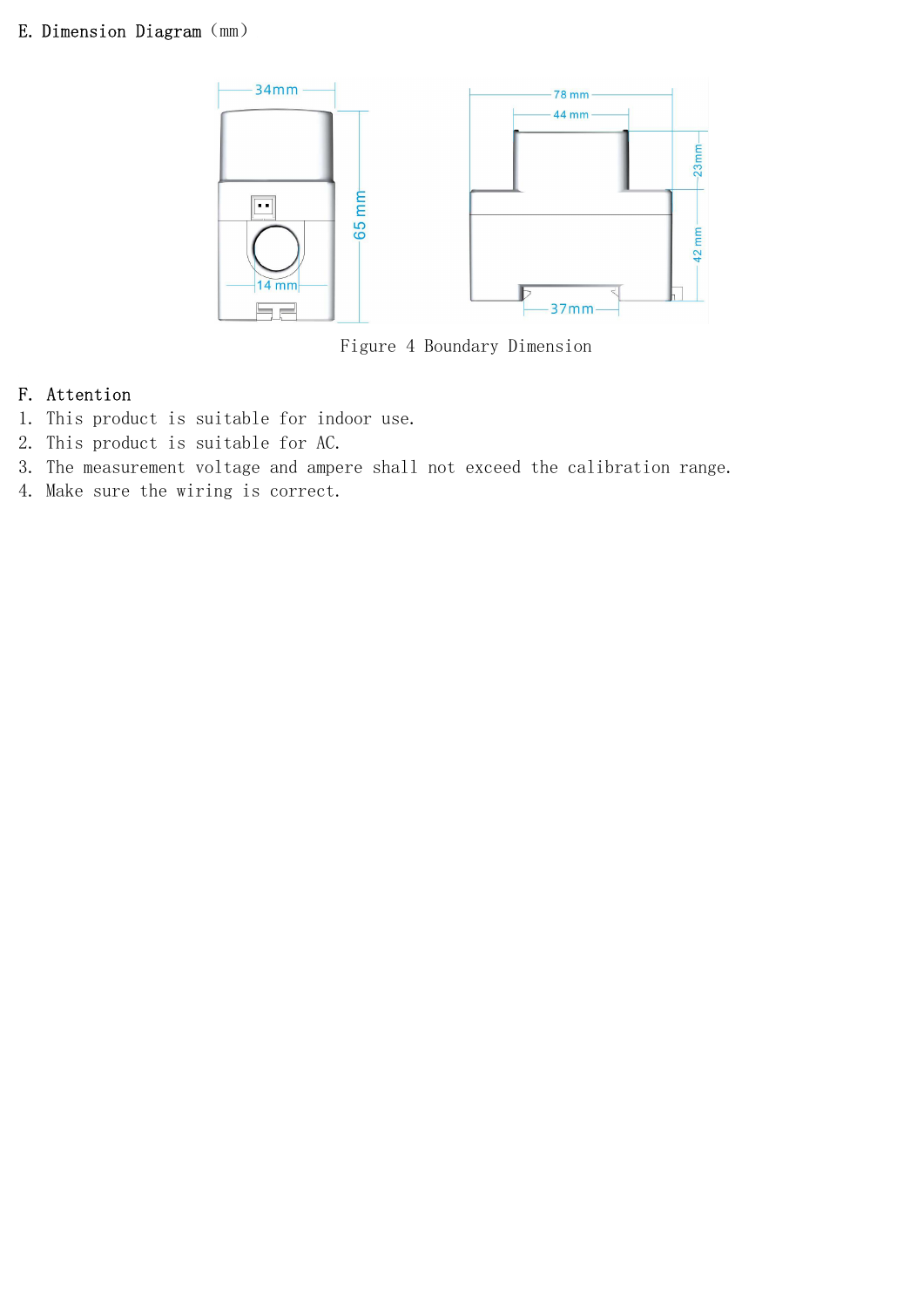## E. Dimension Diagram（mm）

34mm

65 mm

14 mm

78 mm

44 mm

23mm

42 mm

37mm

Figure 4 Boundary Dimension

## F. Attention

1. This product is suitable for indoor use.
2. This product is suitable for AC.
3. The measurement voltage and ampere shall not exceed the calibration range.
4. Make sure the wiring is correct.